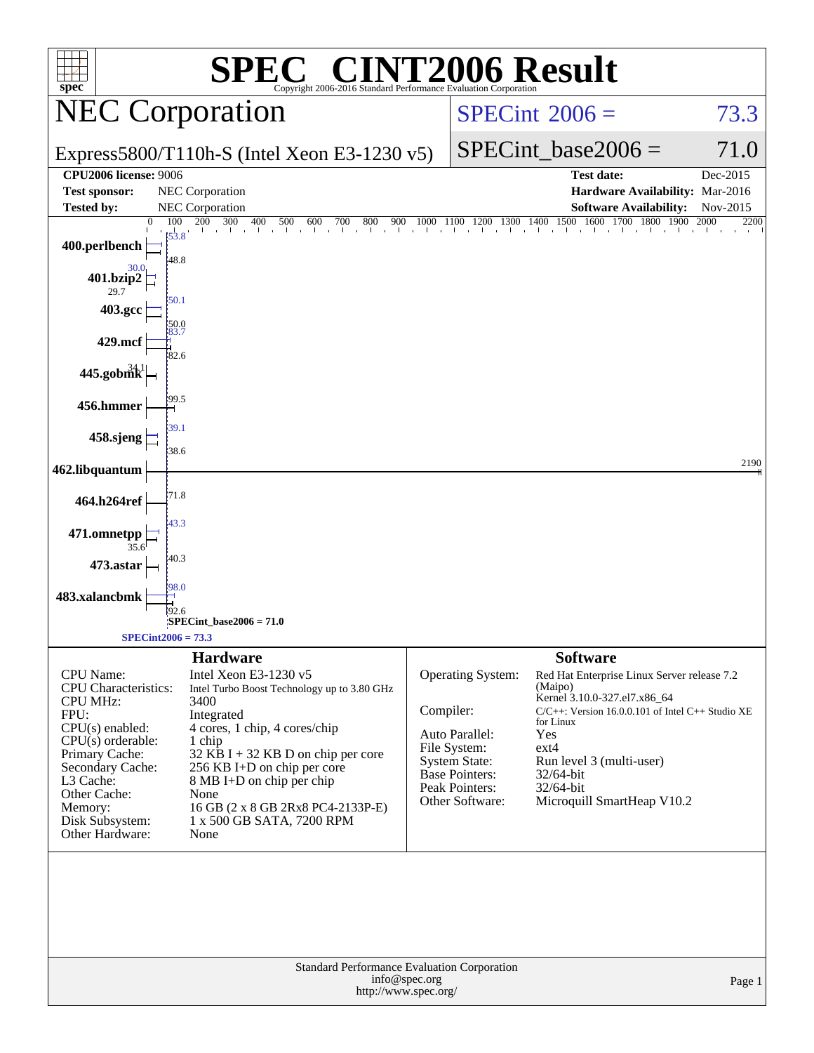# SPEC® CINT2006 Result

Copyright 2006-2016 Standard Performance Evaluation Corporation

## NEC Corporation

Express5800/T110h-S (Intel Xeon E3-1230 v5)

SPECint_2006 = 73.3

SPECint_base2006 = 71.0

| | | | |
|---|---|---|---|
| **CPU2006 license:** | 9006 | **Test date:** | Dec-2015 |
| **Test sponsor:** | NEC Corporation | **Hardware Availability:** | Mar-2016 |
| **Tested by:** | NEC Corporation | **Software Availability:** | Nov-2015 |

| Benchmark | Peak | Base |
|---|---|---|
| 400.perlbench | 53.8 | 48.8 |
| 401.bzip2 | 30.0 | 29.7 |
| 403.gcc | 50.1 | 50.0 |
| 429.mcf | 83.7 | 82.6 |
| 445.gobmk | 34.1 | |
| 456.hmmer | 99.5 | |
| 458.sjeng | 39.1 | 38.6 |
| 462.libquantum | 2190 | |
| 464.h264ref | 71.8 | |
| 471.omnetpp | 43.3 | 35.6 |
| 473.astar | 40.3 | |
| 483.xalancbmk | 98.0 | 92.6 |

SPECint_base2006 = 71.0

SPECint2006 = 73.3

### Hardware

| | |
|---|---|
| CPU Name: | Intel Xeon E3-1230 v5 |
| CPU Characteristics: | Intel Turbo Boost Technology up to 3.80 GHz |
| CPU MHz: | 3400 |
| FPU: | Integrated |
| CPU(s) enabled: | 4 cores, 1 chip, 4 cores/chip |
| CPU(s) orderable: | 1 chip |
| Primary Cache: | 32 KB I + 32 KB D on chip per core |
| Secondary Cache: | 256 KB I+D on chip per core |
| L3 Cache: | 8 MB I+D on chip per chip |
| Other Cache: | None |
| Memory: | 16 GB (2 x 8 GB 2Rx8 PC4-2133P-E) |
| Disk Subsystem: | 1 x 500 GB SATA, 7200 RPM |
| Other Hardware: | None |

### Software

| | |
|---|---|
| Operating System: | Red Hat Enterprise Linux Server release 7.2 (Maipo) Kernel 3.10.0-327.el7.x86_64 |
| Compiler: | C/C++: Version 16.0.0.101 of Intel C++ Studio XE for Linux |
| Auto Parallel: | Yes |
| File System: | ext4 |
| System State: | Run level 3 (multi-user) |
| Base Pointers: | 32/64-bit |
| Peak Pointers: | 32/64-bit |
| Other Software: | Microquill SmartHeap V10.2 |

Standard Performance Evaluation Corporation
info@spec.org
http://www.spec.org/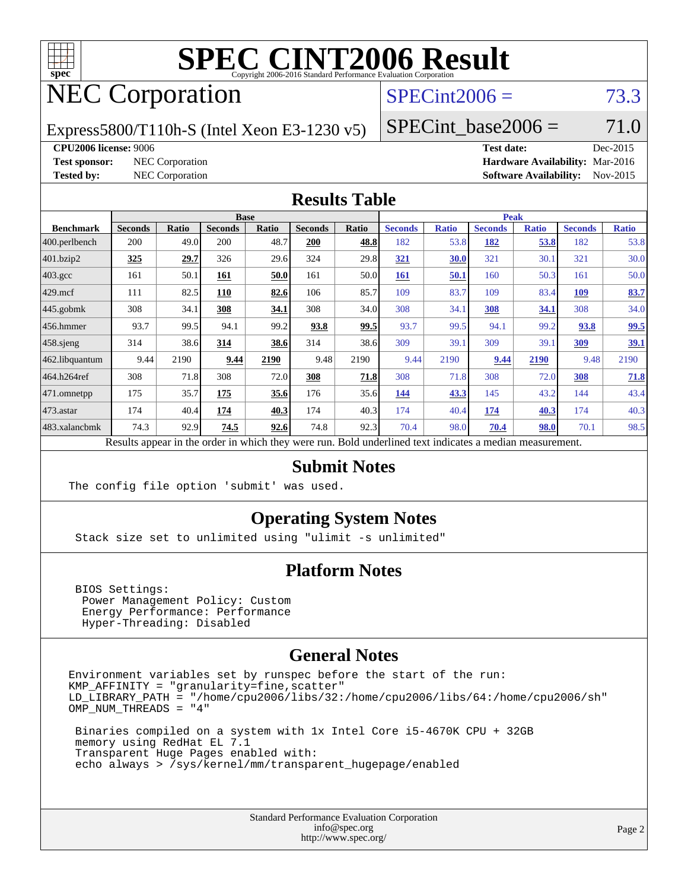# SPEC CINT2006 Result

Copyright 2006-2016 Standard Performance Evaluation Corporation

## NEC Corporation

Express5800/T110h-S (Intel Xeon E3-1230 v5)

SPECint2006 = 73.3

SPECint_base2006 = 71.0

**CPU2006 license:** 9006
**Test sponsor:** NEC Corporation
**Tested by:** NEC Corporation

**Test date:** Dec-2015
**Hardware Availability:** Mar-2016
**Software Availability:** Nov-2015

## Results Table

| Benchmark | Base | | | | | | Peak | | | | | |
|---|---|---|---|---|---|---|---|---|---|---|---|---|
| | Seconds | Ratio | Seconds | Ratio | Seconds | Ratio | Seconds | Ratio | Seconds | Ratio | Seconds | Ratio |
| 400.perlbench | 200 | 49.0 | 200 | 48.7 | **200** | **48.8** | 182 | 53.8 | **182** | **53.8** | 182 | 53.8 |
| 401.bzip2 | **325** | **29.7** | 326 | 29.6 | 324 | 29.8 | **321** | **30.0** | 321 | 30.1 | 321 | 30.0 |
| 403.gcc | 161 | 50.1 | **161** | **50.0** | 161 | 50.0 | **161** | **50.1** | 160 | 50.3 | 161 | 50.0 |
| 429.mcf | 111 | 82.5 | **110** | **82.6** | 106 | 85.7 | 109 | 83.7 | 109 | 83.4 | **109** | **83.7** |
| 445.gobmk | 308 | 34.1 | **308** | **34.1** | 308 | 34.0 | 308 | 34.1 | **308** | **34.1** | 308 | 34.0 |
| 456.hmmer | 93.7 | 99.5 | 94.1 | 99.2 | **93.8** | **99.5** | 93.7 | 99.5 | 94.1 | 99.2 | **93.8** | **99.5** |
| 458.sjeng | 314 | 38.6 | **314** | **38.6** | 314 | 38.6 | 309 | 39.1 | 309 | 39.1 | **309** | **39.1** |
| 462.libquantum | 9.44 | 2190 | **9.44** | **2190** | 9.48 | 2190 | 9.44 | 2190 | **9.44** | **2190** | 9.48 | 2190 |
| 464.h264ref | 308 | 71.8 | 308 | 72.0 | **308** | **71.8** | 308 | 71.8 | 308 | 72.0 | **308** | **71.8** |
| 471.omnetpp | 175 | 35.7 | **175** | **35.6** | 176 | 35.6 | **144** | **43.3** | 145 | 43.2 | 144 | 43.4 |
| 473.astar | 174 | 40.4 | **174** | **40.3** | 174 | 40.3 | 174 | 40.4 | **174** | **40.3** | 174 | 40.3 |
| 483.xalancbmk | 74.3 | 92.9 | **74.5** | **92.6** | 74.8 | 92.3 | 70.4 | 98.0 | **70.4** | **98.0** | 70.1 | 98.5 |

Results appear in the order in which they were run. Bold underlined text indicates a median measurement.

## Submit Notes

```
The config file option 'submit' was used.
```

## Operating System Notes

```
Stack size set to unlimited using "ulimit -s unlimited"
```

## Platform Notes

```
BIOS Settings:
 Power Management Policy: Custom
 Energy Performance: Performance
 Hyper-Threading: Disabled
```

## General Notes

```
Environment variables set by runspec before the start of the run:
KMP_AFFINITY = "granularity=fine,scatter"
LD_LIBRARY_PATH = "/home/cpu2006/libs/32:/home/cpu2006/libs/64:/home/cpu2006/sh"
OMP_NUM_THREADS = "4"

 Binaries compiled on a system with 1x Intel Core i5-4670K CPU + 32GB
 memory using RedHat EL 7.1
 Transparent Huge Pages enabled with:
 echo always > /sys/kernel/mm/transparent_hugepage/enabled
```

Standard Performance Evaluation Corporation
info@spec.org
http://www.spec.org/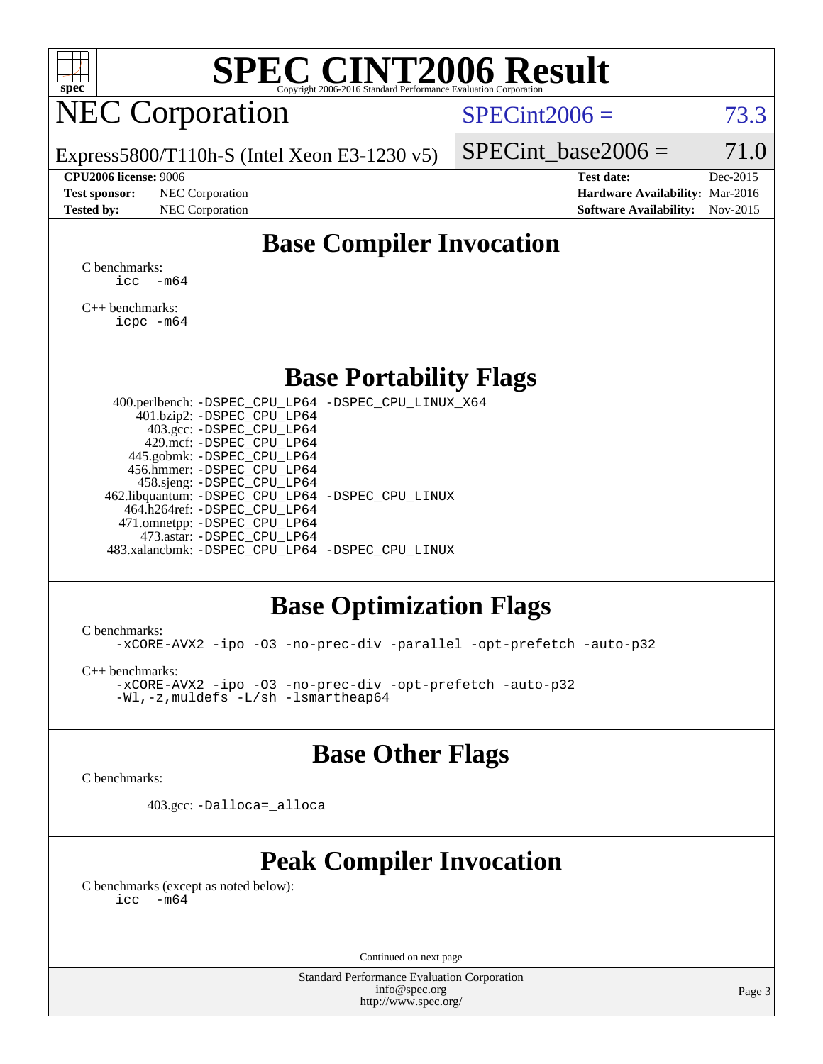# SPEC CINT2006 Result

Copyright 2006-2016 Standard Performance Evaluation Corporation

## NEC Corporation

Express5800/T110h-S (Intel Xeon E3-1230 v5)

SPECint2006 = 73.3

SPECint_base2006 = 71.0

| | | | |
|---|---|---|---|
| **CPU2006 license:** 9006 | | **Test date:** | Dec-2015 |
| **Test sponsor:** | NEC Corporation | **Hardware Availability:** | Mar-2016 |
| **Tested by:** | NEC Corporation | **Software Availability:** | Nov-2015 |

## Base Compiler Invocation

C benchmarks:

```
icc  -m64
```

C++ benchmarks:

```
icpc -m64
```

## Base Portability Flags

| | |
|---|---|
| 400.perlbench: | -DSPEC_CPU_LP64 -DSPEC_CPU_LINUX_X64 |
| 401.bzip2: | -DSPEC_CPU_LP64 |
| 403.gcc: | -DSPEC_CPU_LP64 |
| 429.mcf: | -DSPEC_CPU_LP64 |
| 445.gobmk: | -DSPEC_CPU_LP64 |
| 456.hmmer: | -DSPEC_CPU_LP64 |
| 458.sjeng: | -DSPEC_CPU_LP64 |
| 462.libquantum: | -DSPEC_CPU_LP64 -DSPEC_CPU_LINUX |
| 464.h264ref: | -DSPEC_CPU_LP64 |
| 471.omnetpp: | -DSPEC_CPU_LP64 |
| 473.astar: | -DSPEC_CPU_LP64 |
| 483.xalancbmk: | -DSPEC_CPU_LP64 -DSPEC_CPU_LINUX |

## Base Optimization Flags

C benchmarks:

```
-xCORE-AVX2 -ipo -O3 -no-prec-div -parallel -opt-prefetch -auto-p32
```

C++ benchmarks:

```
-xCORE-AVX2 -ipo -O3 -no-prec-div -opt-prefetch -auto-p32
-Wl,-z,muldefs -L/sh -lsmartheap64
```

## Base Other Flags

C benchmarks:

403.gcc: `-Dalloca=_alloca`

## Peak Compiler Invocation

C benchmarks (except as noted below):

```
icc  -m64
```

Continued on next page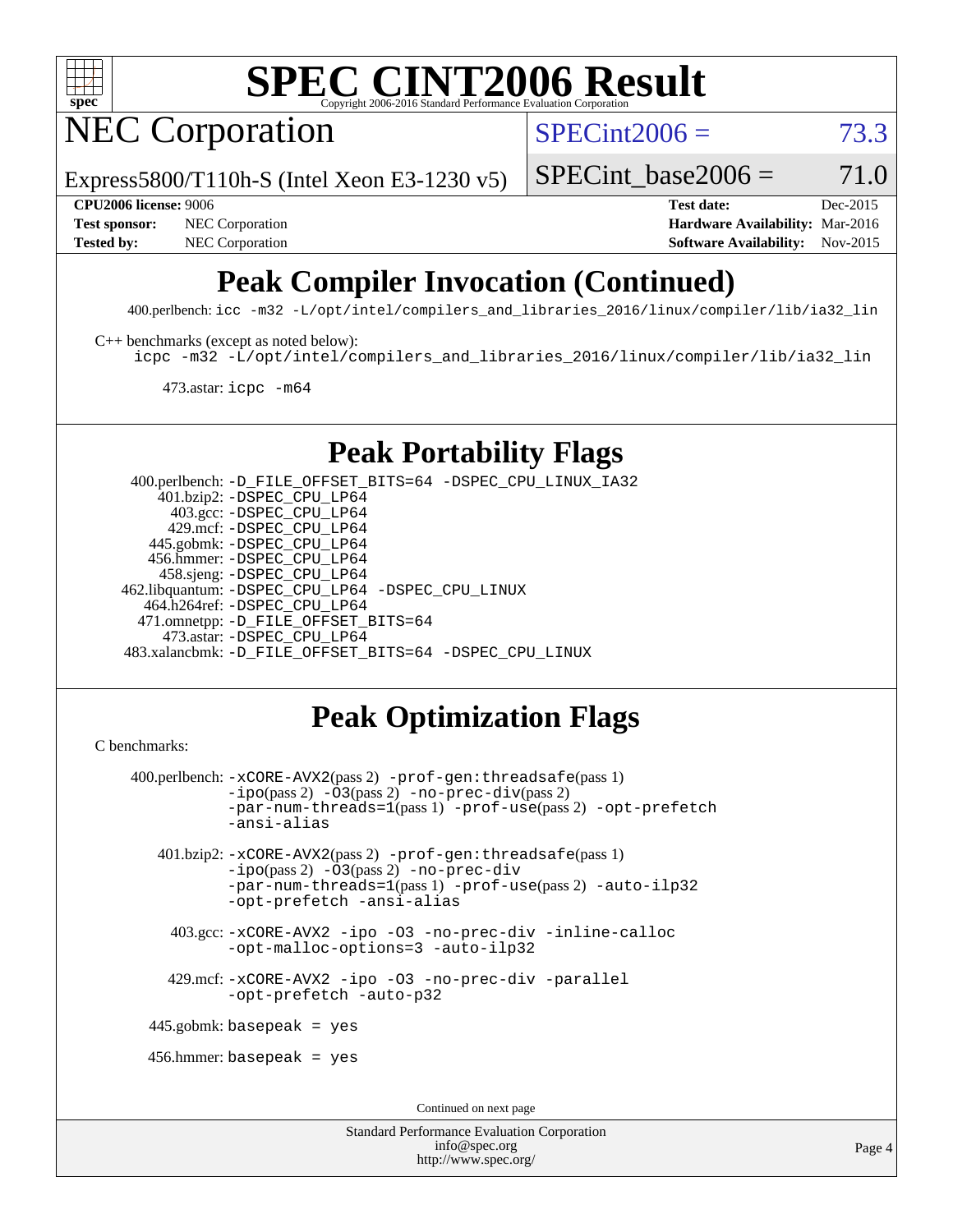# SPEC CINT2006 Result

## NEC Corporation

Express5800/T110h-S (Intel Xeon E3-1230 v5)

SPECint2006 = 73.3

SPECint_base2006 = 71.0

**CPU2006 license:** 9006 | **Test date:** Dec-2015
**Test sponsor:** NEC Corporation | **Hardware Availability:** Mar-2016
**Tested by:** NEC Corporation | **Software Availability:** Nov-2015

## Peak Compiler Invocation (Continued)

400.perlbench: `icc -m32 -L/opt/intel/compilers_and_libraries_2016/linux/compiler/lib/ia32_lin`

C++ benchmarks (except as noted below):
`icpc -m32 -L/opt/intel/compilers_and_libraries_2016/linux/compiler/lib/ia32_lin`

473.astar: `icpc -m64`

## Peak Portability Flags

400.perlbench: `-D_FILE_OFFSET_BITS=64 -DSPEC_CPU_LINUX_IA32`
401.bzip2: `-DSPEC_CPU_LP64`
403.gcc: `-DSPEC_CPU_LP64`
429.mcf: `-DSPEC_CPU_LP64`
445.gobmk: `-DSPEC_CPU_LP64`
456.hmmer: `-DSPEC_CPU_LP64`
458.sjeng: `-DSPEC_CPU_LP64`
462.libquantum: `-DSPEC_CPU_LP64 -DSPEC_CPU_LINUX`
464.h264ref: `-DSPEC_CPU_LP64`
471.omnetpp: `-D_FILE_OFFSET_BITS=64`
473.astar: `-DSPEC_CPU_LP64`
483.xalancbmk: `-D_FILE_OFFSET_BITS=64 -DSPEC_CPU_LINUX`

## Peak Optimization Flags

C benchmarks:

400.perlbench: `-xCORE-AVX2`(pass 2) `-prof-gen:threadsafe`(pass 1) `-ipo`(pass 2) `-O3`(pass 2) `-no-prec-div`(pass 2) `-par-num-threads=1`(pass 1) `-prof-use`(pass 2) `-opt-prefetch` `-ansi-alias`

401.bzip2: `-xCORE-AVX2`(pass 2) `-prof-gen:threadsafe`(pass 1) `-ipo`(pass 2) `-O3`(pass 2) `-no-prec-div` `-par-num-threads=1`(pass 1) `-prof-use`(pass 2) `-auto-ilp32` `-opt-prefetch` `-ansi-alias`

403.gcc: `-xCORE-AVX2 -ipo -O3 -no-prec-div -inline-calloc -opt-malloc-options=3 -auto-ilp32`

429.mcf: `-xCORE-AVX2 -ipo -O3 -no-prec-div -parallel -opt-prefetch -auto-p32`

445.gobmk: `basepeak = yes`

456.hmmer: `basepeak = yes`

Continued on next page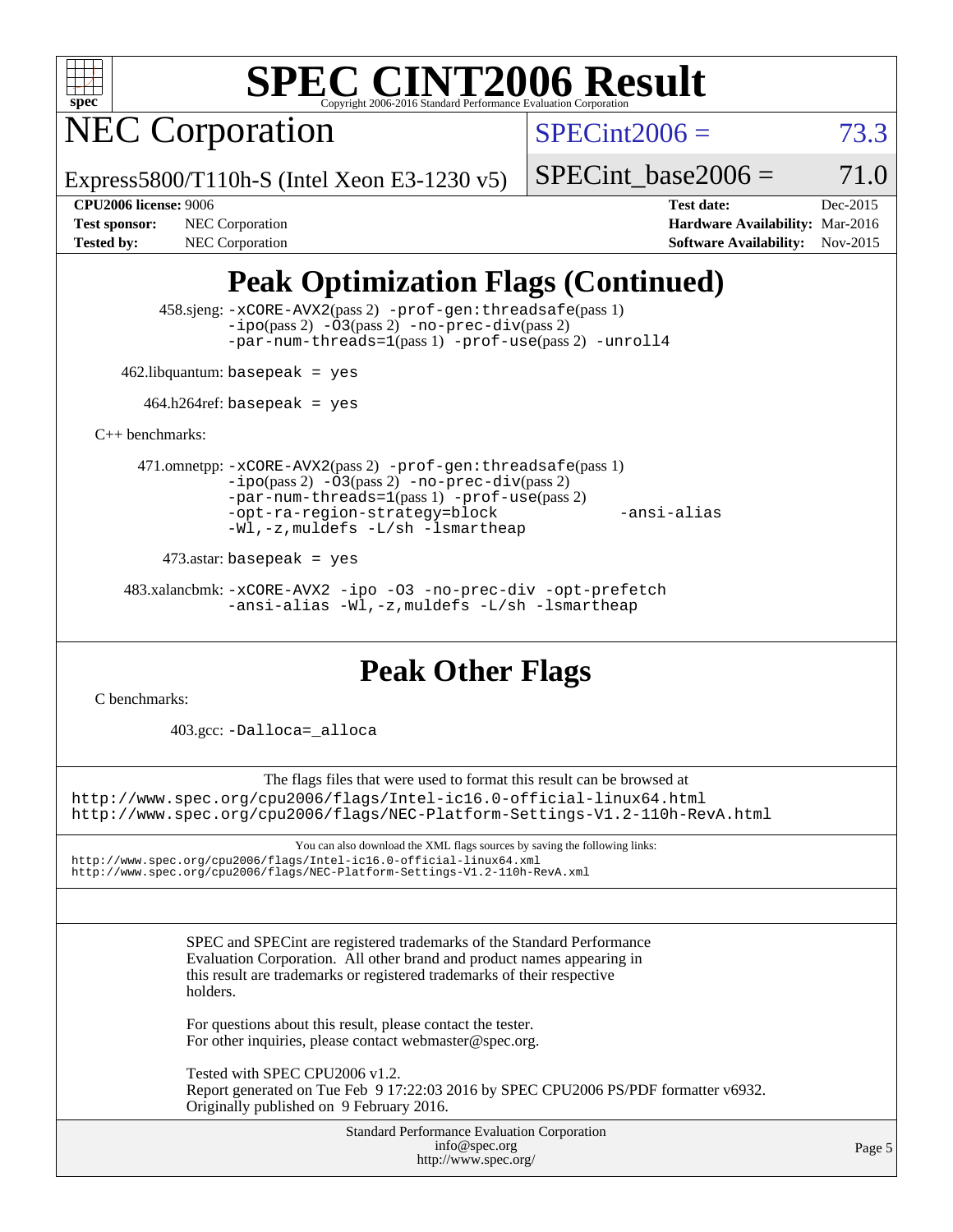# SPEC CINT2006 Result

Copyright 2006-2016 Standard Performance Evaluation Corporation

## NEC Corporation

Express5800/T110h-S (Intel Xeon E3-1230 v5)

SPECint2006 = 73.3

SPECint_base2006 = 71.0

**CPU2006 license:** 9006
**Test sponsor:** NEC Corporation
**Tested by:** NEC Corporation

**Test date:** Dec-2015
**Hardware Availability:** Mar-2016
**Software Availability:** Nov-2015

## Peak Optimization Flags (Continued)

458.sjeng: `-xCORE-AVX2`(pass 2) `-prof-gen:threadsafe`(pass 1) `-ipo`(pass 2) `-O3`(pass 2) `-no-prec-div`(pass 2) `-par-num-threads=1`(pass 1) `-prof-use`(pass 2) `-unroll4`

462.libquantum: `basepeak = yes`

464.h264ref: `basepeak = yes`

C++ benchmarks:

471.omnetpp: `-xCORE-AVX2`(pass 2) `-prof-gen:threadsafe`(pass 1) `-ipo`(pass 2) `-O3`(pass 2) `-no-prec-div`(pass 2) `-par-num-threads=1`(pass 1) `-prof-use`(pass 2) `-opt-ra-region-strategy=block` `-ansi-alias` `-Wl,-z,muldefs -L/sh -lsmartheap`

473.astar: `basepeak = yes`

483.xalancbmk: `-xCORE-AVX2 -ipo -O3 -no-prec-div -opt-prefetch -ansi-alias -Wl,-z,muldefs -L/sh -lsmartheap`

## Peak Other Flags

C benchmarks:

403.gcc: `-Dalloca=_alloca`

The flags files that were used to format this result can be browsed at
http://www.spec.org/cpu2006/flags/Intel-ic16.0-official-linux64.html
http://www.spec.org/cpu2006/flags/NEC-Platform-Settings-V1.2-110h-RevA.html

You can also download the XML flags sources by saving the following links:
http://www.spec.org/cpu2006/flags/Intel-ic16.0-official-linux64.xml
http://www.spec.org/cpu2006/flags/NEC-Platform-Settings-V1.2-110h-RevA.xml

SPEC and SPECint are registered trademarks of the Standard Performance Evaluation Corporation. All other brand and product names appearing in this result are trademarks or registered trademarks of their respective holders.

For questions about this result, please contact the tester.
For other inquiries, please contact webmaster@spec.org.

Tested with SPEC CPU2006 v1.2.
Report generated on Tue Feb 9 17:22:03 2016 by SPEC CPU2006 PS/PDF formatter v6932.
Originally published on 9 February 2016.

Standard Performance Evaluation Corporation
info@spec.org
http://www.spec.org/